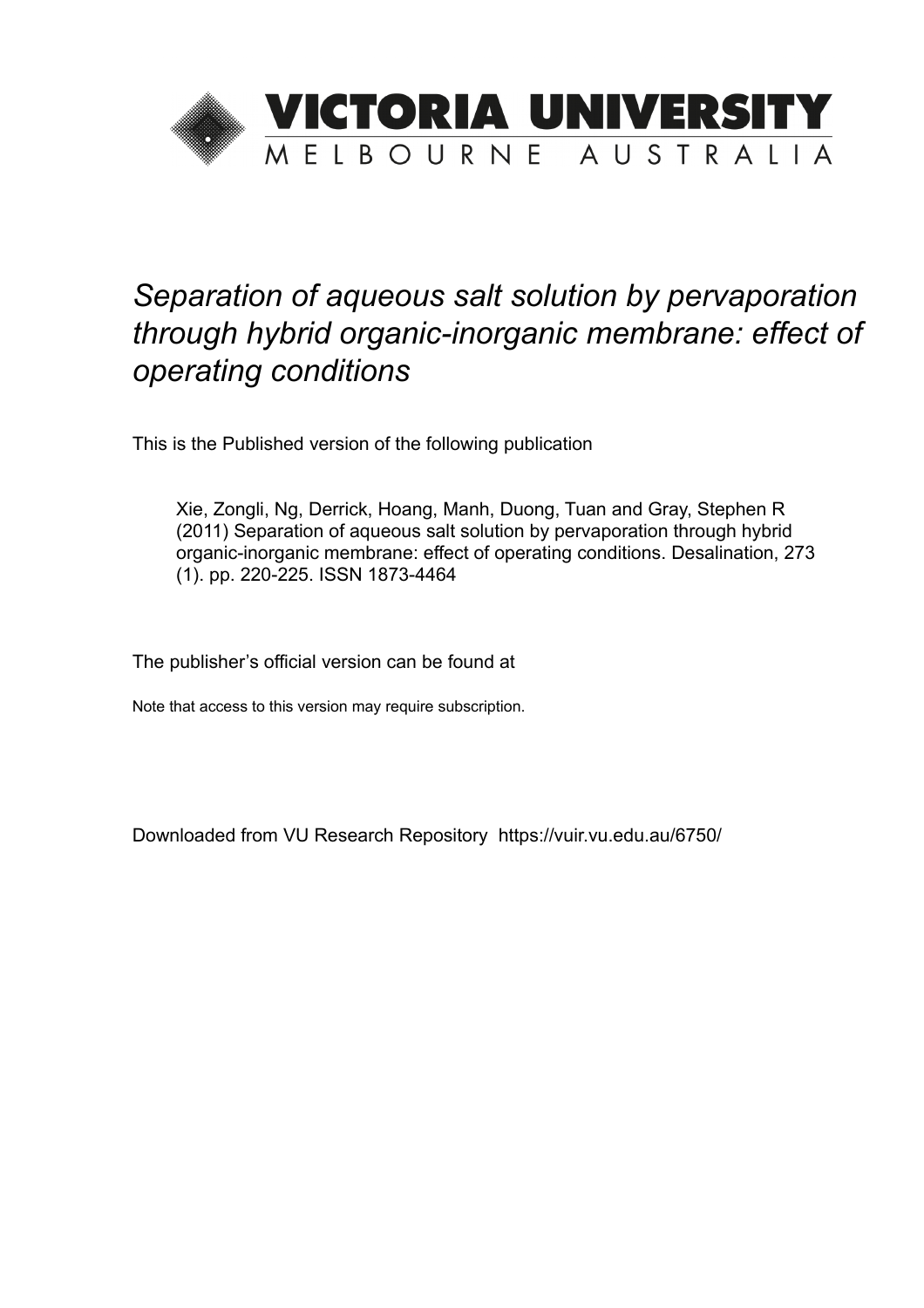VICTORIA UNIVERSITY
MELBOURNE AUSTRALIA

*Separation of aqueous salt solution by pervaporation through hybrid organic-inorganic membrane: effect of operating conditions*

This is the Published version of the following publication

Xie, Zongli, Ng, Derrick, Hoang, Manh, Duong, Tuan and Gray, Stephen R (2011) Separation of aqueous salt solution by pervaporation through hybrid organic-inorganic membrane: effect of operating conditions. Desalination, 273 (1). pp. 220-225. ISSN 1873-4464

The publisher's official version can be found at

Note that access to this version may require subscription.

Downloaded from VU Research Repository https://vuir.vu.edu.au/6750/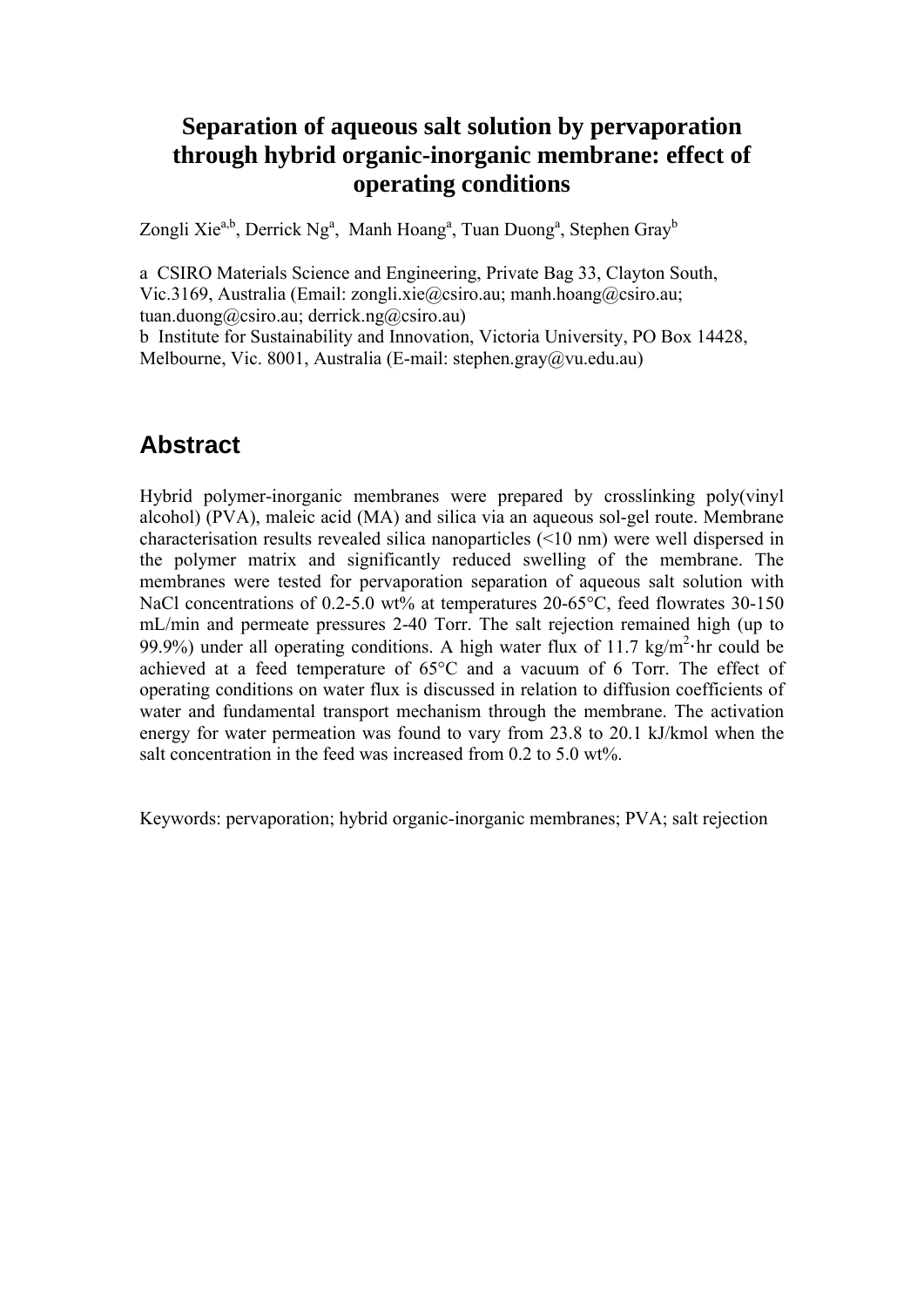# Separation of aqueous salt solution by pervaporation through hybrid organic-inorganic membrane: effect of operating conditions

Zongli Xie[a,b], Derrick Ng[a], Manh Hoang[a], Tuan Duong[a], Stephen Gray[b]

a CSIRO Materials Science and Engineering, Private Bag 33, Clayton South, Vic.3169, Australia (Email: zongli.xie@csiro.au; manh.hoang@csiro.au; tuan.duong@csiro.au; derrick.ng@csiro.au)
b Institute for Sustainability and Innovation, Victoria University, PO Box 14428, Melbourne, Vic. 8001, Australia (E-mail: stephen.gray@vu.edu.au)

## Abstract

Hybrid polymer-inorganic membranes were prepared by crosslinking poly(vinyl alcohol) (PVA), maleic acid (MA) and silica via an aqueous sol-gel route. Membrane characterisation results revealed silica nanoparticles (<10 nm) were well dispersed in the polymer matrix and significantly reduced swelling of the membrane. The membranes were tested for pervaporation separation of aqueous salt solution with NaCl concentrations of 0.2-5.0 wt% at temperatures 20-65°C, feed flowrates 30-150 mL/min and permeate pressures 2-40 Torr. The salt rejection remained high (up to 99.9%) under all operating conditions. A high water flux of 11.7 kg/m$^2$·hr could be achieved at a feed temperature of 65°C and a vacuum of 6 Torr. The effect of operating conditions on water flux is discussed in relation to diffusion coefficients of water and fundamental transport mechanism through the membrane. The activation energy for water permeation was found to vary from 23.8 to 20.1 kJ/kmol when the salt concentration in the feed was increased from 0.2 to 5.0 wt%.

Keywords: pervaporation; hybrid organic-inorganic membranes; PVA; salt rejection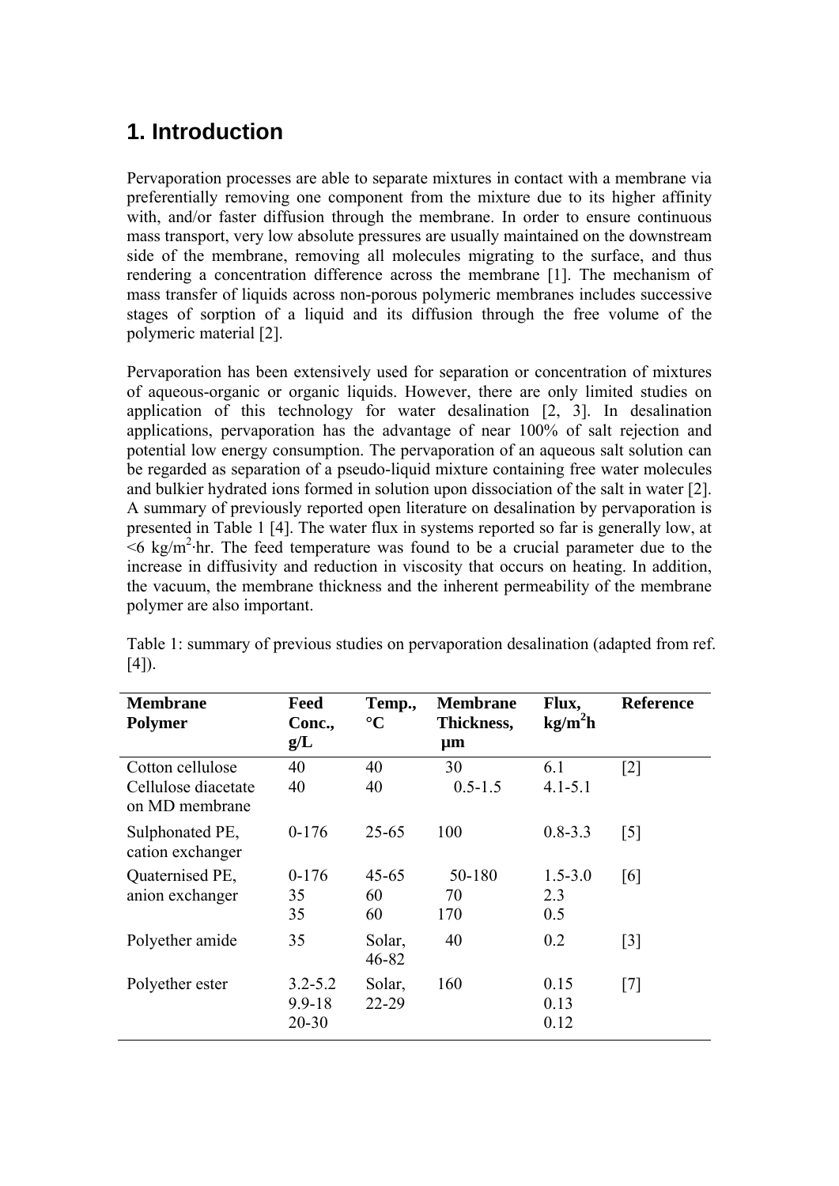## 1. Introduction

Pervaporation processes are able to separate mixtures in contact with a membrane via preferentially removing one component from the mixture due to its higher affinity with, and/or faster diffusion through the membrane. In order to ensure continuous mass transport, very low absolute pressures are usually maintained on the downstream side of the membrane, removing all molecules migrating to the surface, and thus rendering a concentration difference across the membrane [1]. The mechanism of mass transfer of liquids across non-porous polymeric membranes includes successive stages of sorption of a liquid and its diffusion through the free volume of the polymeric material [2].

Pervaporation has been extensively used for separation or concentration of mixtures of aqueous-organic or organic liquids. However, there are only limited studies on application of this technology for water desalination [2, 3]. In desalination applications, pervaporation has the advantage of near 100% of salt rejection and potential low energy consumption. The pervaporation of an aqueous salt solution can be regarded as separation of a pseudo-liquid mixture containing free water molecules and bulkier hydrated ions formed in solution upon dissociation of the salt in water [2]. A summary of previously reported open literature on desalination by pervaporation is presented in Table 1 [4]. The water flux in systems reported so far is generally low, at <6 kg/m$^2$·hr. The feed temperature was found to be a crucial parameter due to the increase in diffusivity and reduction in viscosity that occurs on heating. In addition, the vacuum, the membrane thickness and the inherent permeability of the membrane polymer are also important.

Table 1: summary of previous studies on pervaporation desalination (adapted from ref. [4]).

| Membrane Polymer | Feed Conc., g/L | Temp., °C | Membrane Thickness, µm | Flux, kg/m$^2$h | Reference |
|---|---|---|---|---|---|
| Cotton cellulose | 40 | 40 | 30 | 6.1 | [2] |
| Cellulose diacetate on MD membrane | 40 | 40 | 0.5-1.5 | 4.1-5.1 | |
| Sulphonated PE, cation exchanger | 0-176 | 25-65 | 100 | 0.8-3.3 | [5] |
| Quaternised PE, anion exchanger | 0-176 | 45-65 | 50-180 | 1.5-3.0 | [6] |
| | 35 | 60 | 70 | 2.3 | |
| | 35 | 60 | 170 | 0.5 | |
| Polyether amide | 35 | Solar, 46-82 | 40 | 0.2 | [3] |
| Polyether ester | 3.2-5.2 | Solar, 22-29 | 160 | 0.15 | [7] |
| | 9.9-18 | | | 0.13 | |
| | 20-30 | | | 0.12 | |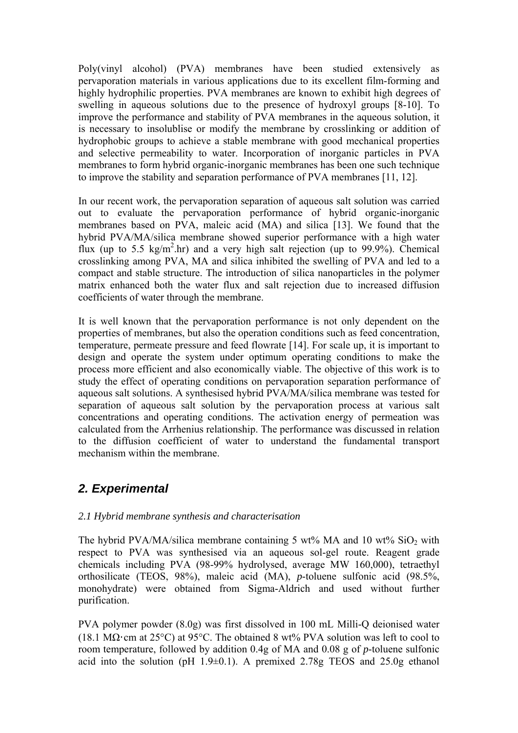Poly(vinyl alcohol) (PVA) membranes have been studied extensively as pervaporation materials in various applications due to its excellent film-forming and highly hydrophilic properties. PVA membranes are known to exhibit high degrees of swelling in aqueous solutions due to the presence of hydroxyl groups [8-10]. To improve the performance and stability of PVA membranes in the aqueous solution, it is necessary to insolublise or modify the membrane by crosslinking or addition of hydrophobic groups to achieve a stable membrane with good mechanical properties and selective permeability to water. Incorporation of inorganic particles in PVA membranes to form hybrid organic-inorganic membranes has been one such technique to improve the stability and separation performance of PVA membranes [11, 12].

In our recent work, the pervaporation separation of aqueous salt solution was carried out to evaluate the pervaporation performance of hybrid organic-inorganic membranes based on PVA, maleic acid (MA) and silica [13]. We found that the hybrid PVA/MA/silica membrane showed superior performance with a high water flux (up to 5.5 $kg/m^2.hr$) and a very high salt rejection (up to 99.9%). Chemical crosslinking among PVA, MA and silica inhibited the swelling of PVA and led to a compact and stable structure. The introduction of silica nanoparticles in the polymer matrix enhanced both the water flux and salt rejection due to increased diffusion coefficients of water through the membrane.

It is well known that the pervaporation performance is not only dependent on the properties of membranes, but also the operation conditions such as feed concentration, temperature, permeate pressure and feed flowrate [14]. For scale up, it is important to design and operate the system under optimum operating conditions to make the process more efficient and also economically viable. The objective of this work is to study the effect of operating conditions on pervaporation separation performance of aqueous salt solutions. A synthesised hybrid PVA/MA/silica membrane was tested for separation of aqueous salt solution by the pervaporation process at various salt concentrations and operating conditions. The activation energy of permeation was calculated from the Arrhenius relationship. The performance was discussed in relation to the diffusion coefficient of water to understand the fundamental transport mechanism within the membrane.

## 2. Experimental

### *2.1 Hybrid membrane synthesis and characterisation*

The hybrid PVA/MA/silica membrane containing 5 wt% MA and 10 wt% $SiO_2$ with respect to PVA was synthesised via an aqueous sol-gel route. Reagent grade chemicals including PVA (98-99% hydrolysed, average MW 160,000), tetraethyl orthosilicate (TEOS, 98%), maleic acid (MA), *p*-toluene sulfonic acid (98.5%, monohydrate) were obtained from Sigma-Aldrich and used without further purification.

PVA polymer powder (8.0g) was first dissolved in 100 mL Milli-Q deionised water (18.1 MΩ·cm at 25°C) at 95°C. The obtained 8 wt% PVA solution was left to cool to room temperature, followed by addition 0.4g of MA and 0.08 g of *p*-toluene sulfonic acid into the solution (pH 1.9±0.1). A premixed 2.78g TEOS and 25.0g ethanol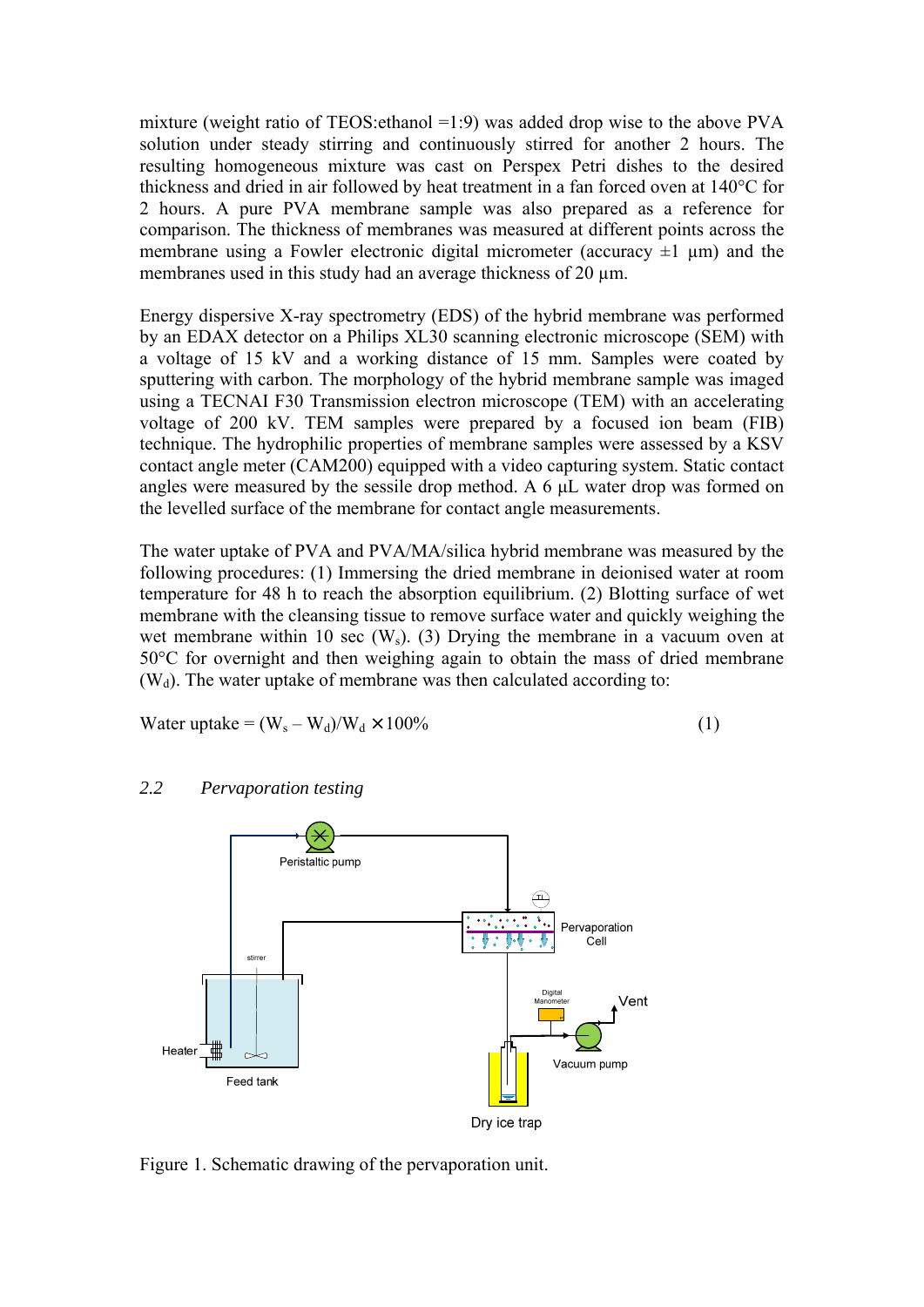mixture (weight ratio of TEOS:ethanol =1:9) was added drop wise to the above PVA solution under steady stirring and continuously stirred for another 2 hours. The resulting homogeneous mixture was cast on Perspex Petri dishes to the desired thickness and dried in air followed by heat treatment in a fan forced oven at 140°C for 2 hours. A pure PVA membrane sample was also prepared as a reference for comparison. The thickness of membranes was measured at different points across the membrane using a Fowler electronic digital micrometer (accuracy ±1 μm) and the membranes used in this study had an average thickness of 20 μm.

Energy dispersive X-ray spectrometry (EDS) of the hybrid membrane was performed by an EDAX detector on a Philips XL30 scanning electronic microscope (SEM) with a voltage of 15 kV and a working distance of 15 mm. Samples were coated by sputtering with carbon. The morphology of the hybrid membrane sample was imaged using a TECNAI F30 Transmission electron microscope (TEM) with an accelerating voltage of 200 kV. TEM samples were prepared by a focused ion beam (FIB) technique. The hydrophilic properties of membrane samples were assessed by a KSV contact angle meter (CAM200) equipped with a video capturing system. Static contact angles were measured by the sessile drop method. A 6 μL water drop was formed on the levelled surface of the membrane for contact angle measurements.

The water uptake of PVA and PVA/MA/silica hybrid membrane was measured by the following procedures: (1) Immersing the dried membrane in deionised water at room temperature for 48 h to reach the absorption equilibrium. (2) Blotting surface of wet membrane with the cleansing tissue to remove surface water and quickly weighing the wet membrane within 10 sec ($W_s$). (3) Drying the membrane in a vacuum oven at 50°C for overnight and then weighing again to obtain the mass of dried membrane ($W_d$). The water uptake of membrane was then calculated according to:

$$\text{Water uptake} = (W_s - W_d)/W_d \times 100\% \quad (1)$$

### 2.2 *Pervaporation testing*

Figure 1. Schematic drawing of the pervaporation unit.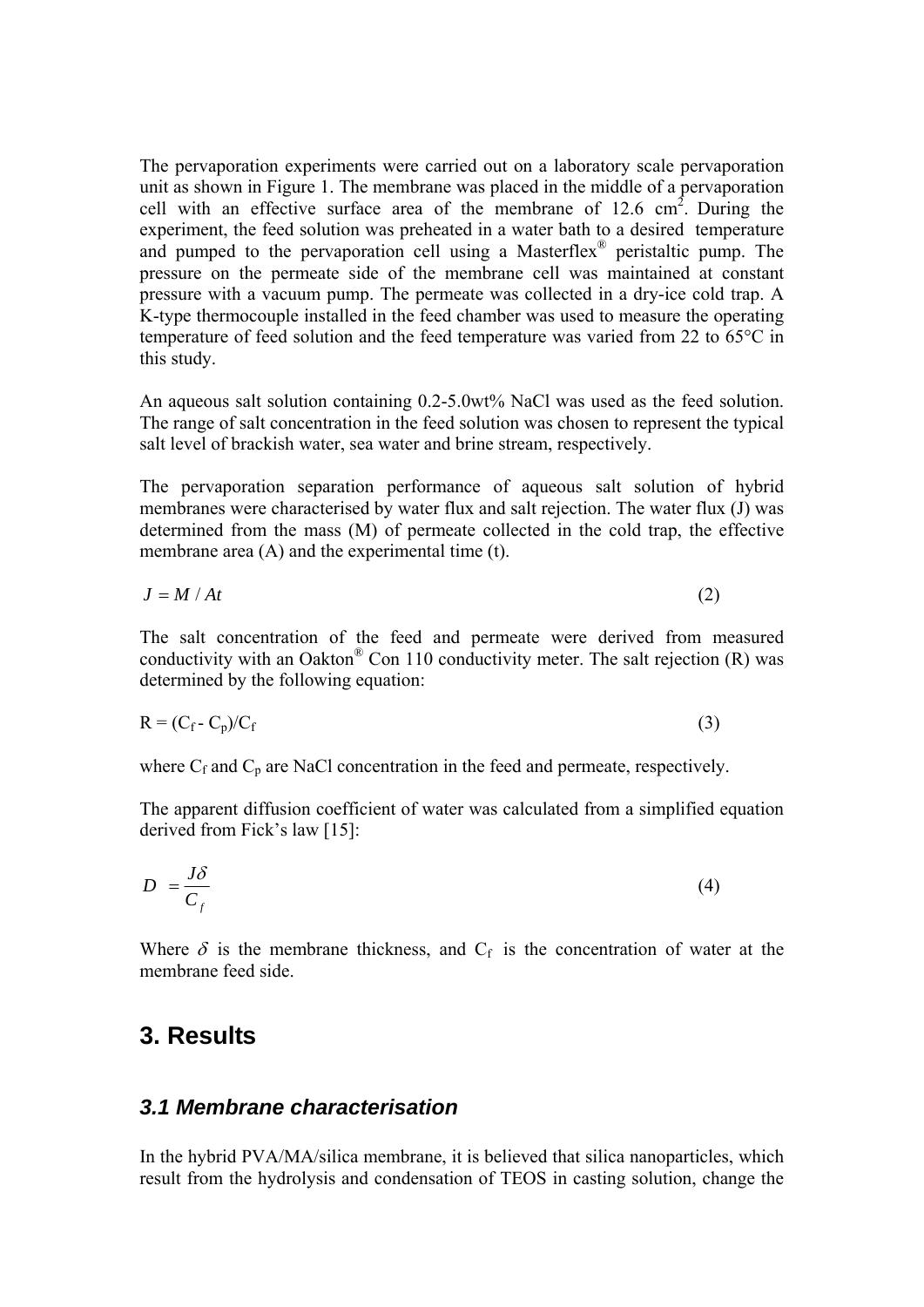The pervaporation experiments were carried out on a laboratory scale pervaporation unit as shown in Figure 1. The membrane was placed in the middle of a pervaporation cell with an effective surface area of the membrane of 12.6 $cm^2$. During the experiment, the feed solution was preheated in a water bath to a desired temperature and pumped to the pervaporation cell using a Masterflex® peristaltic pump. The pressure on the permeate side of the membrane cell was maintained at constant pressure with a vacuum pump. The permeate was collected in a dry-ice cold trap. A K-type thermocouple installed in the feed chamber was used to measure the operating temperature of feed solution and the feed temperature was varied from 22 to 65°C in this study.

An aqueous salt solution containing 0.2-5.0wt% NaCl was used as the feed solution. The range of salt concentration in the feed solution was chosen to represent the typical salt level of brackish water, sea water and brine stream, respectively.

The pervaporation separation performance of aqueous salt solution of hybrid membranes were characterised by water flux and salt rejection. The water flux (J) was determined from the mass (M) of permeate collected in the cold trap, the effective membrane area (A) and the experimental time (t).

$$J = M / At \tag{2}$$

The salt concentration of the feed and permeate were derived from measured conductivity with an Oakton® Con 110 conductivity meter. The salt rejection (R) was determined by the following equation:

$$R = (C_f - C_p)/C_f \tag{3}$$

where $C_f$ and $C_p$ are NaCl concentration in the feed and permeate, respectively.

The apparent diffusion coefficient of water was calculated from a simplified equation derived from Fick's law [15]:

$$D = \frac{J\delta}{C_f} \tag{4}$$

Where $\delta$ is the membrane thickness, and $C_f$ is the concentration of water at the membrane feed side.

## 3. Results

### *3.1 Membrane characterisation*

In the hybrid PVA/MA/silica membrane, it is believed that silica nanoparticles, which result from the hydrolysis and condensation of TEOS in casting solution, change the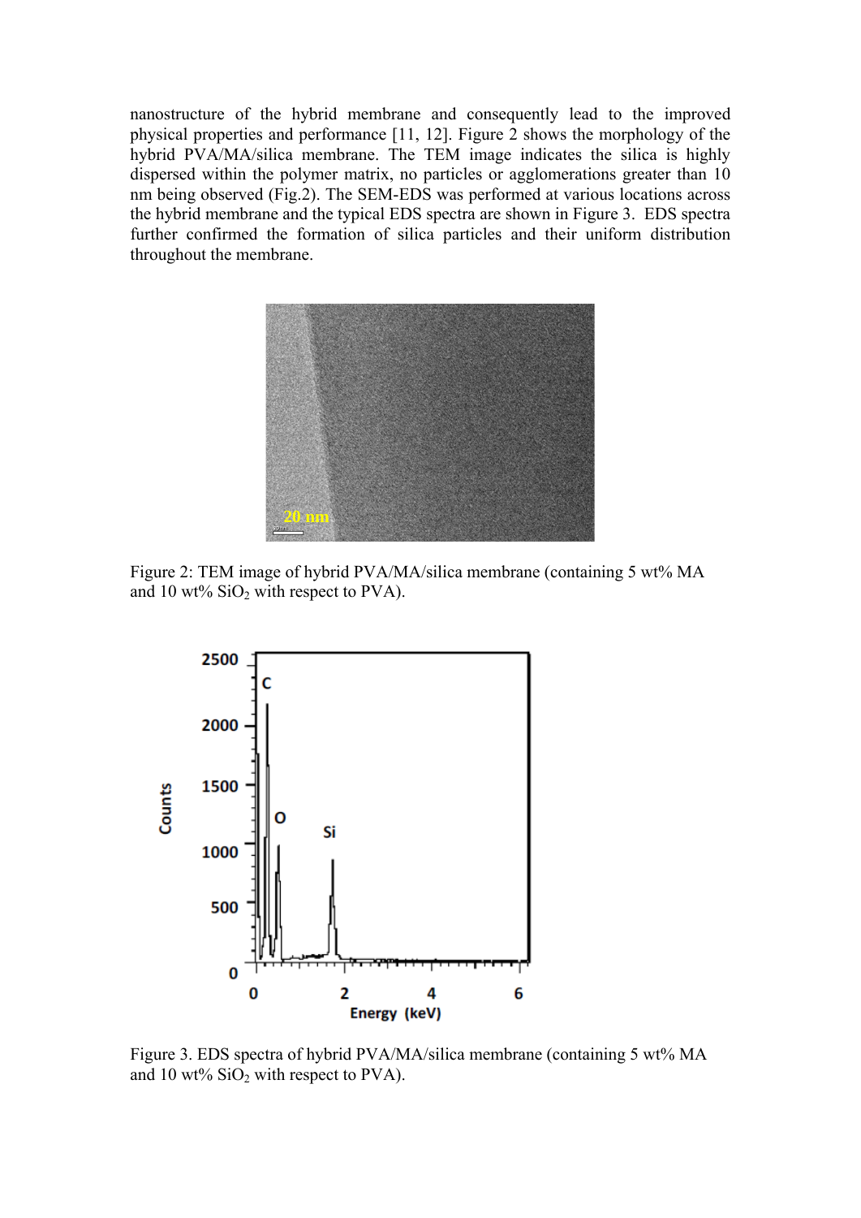nanostructure of the hybrid membrane and consequently lead to the improved physical properties and performance [11, 12]. Figure 2 shows the morphology of the hybrid PVA/MA/silica membrane. The TEM image indicates the silica is highly dispersed within the polymer matrix, no particles or agglomerations greater than 10 nm being observed (Fig.2). The SEM-EDS was performed at various locations across the hybrid membrane and the typical EDS spectra are shown in Figure 3. EDS spectra further confirmed the formation of silica particles and their uniform distribution throughout the membrane.

Figure 2: TEM image of hybrid PVA/MA/silica membrane (containing 5 wt% MA and 10 wt% $SiO_2$ with respect to PVA).

Figure 3. EDS spectra of hybrid PVA/MA/silica membrane (containing 5 wt% MA and 10 wt% $SiO_2$ with respect to PVA).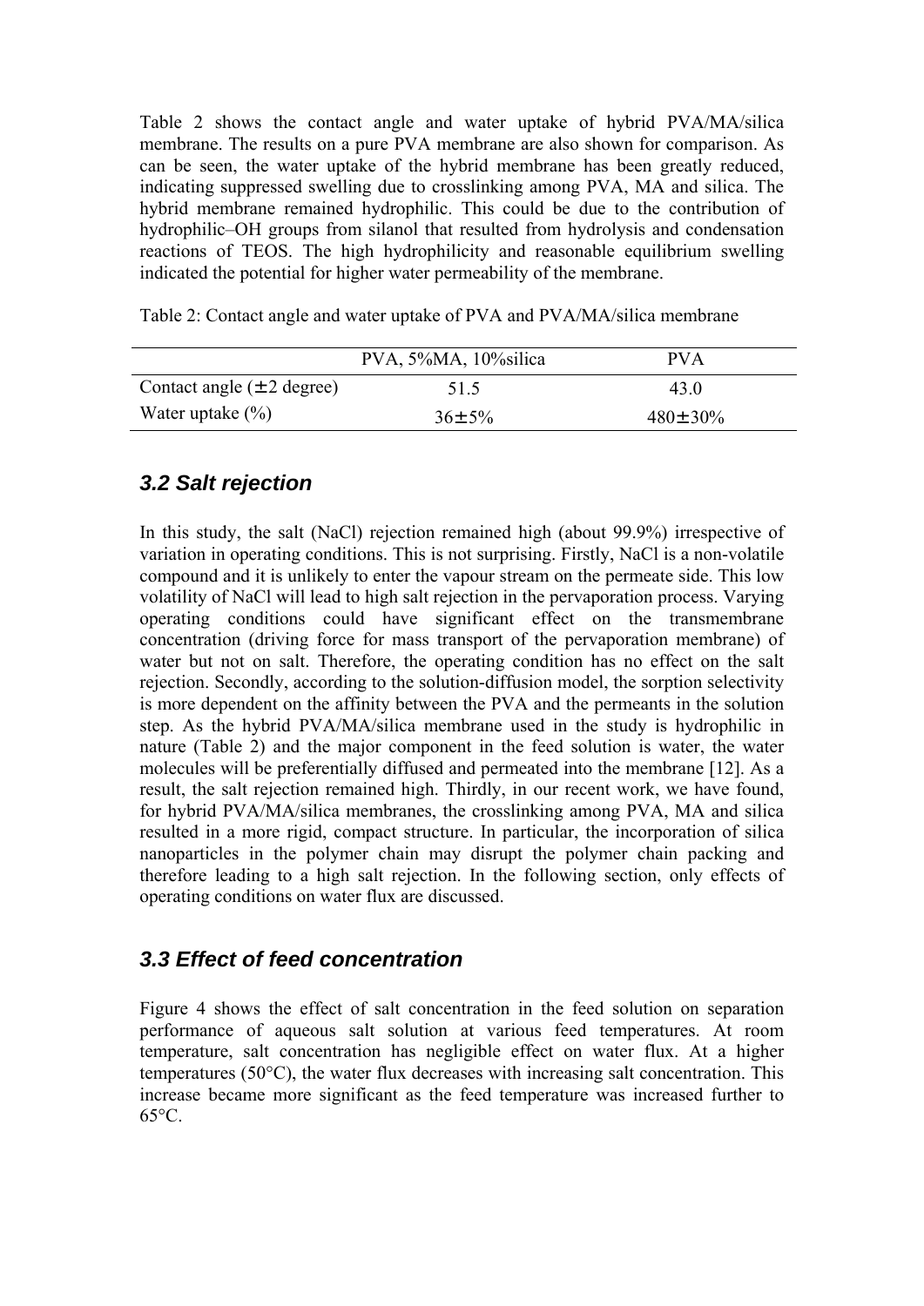Table 2 shows the contact angle and water uptake of hybrid PVA/MA/silica membrane. The results on a pure PVA membrane are also shown for comparison. As can be seen, the water uptake of the hybrid membrane has been greatly reduced, indicating suppressed swelling due to crosslinking among PVA, MA and silica. The hybrid membrane remained hydrophilic. This could be due to the contribution of hydrophilic–OH groups from silanol that resulted from hydrolysis and condensation reactions of TEOS. The high hydrophilicity and reasonable equilibrium swelling indicated the potential for higher water permeability of the membrane.

Table 2: Contact angle and water uptake of PVA and PVA/MA/silica membrane

| | PVA, 5%MA, 10%silica | PVA |
|---|---|---|
| Contact angle (± 2 degree) | 51.5 | 43.0 |
| Water uptake (%) | 36±5% | 480±30% |

### *3.2 Salt rejection*

In this study, the salt (NaCl) rejection remained high (about 99.9%) irrespective of variation in operating conditions. This is not surprising. Firstly, NaCl is a non-volatile compound and it is unlikely to enter the vapour stream on the permeate side. This low volatility of NaCl will lead to high salt rejection in the pervaporation process. Varying operating conditions could have significant effect on the transmembrane concentration (driving force for mass transport of the pervaporation membrane) of water but not on salt. Therefore, the operating condition has no effect on the salt rejection. Secondly, according to the solution-diffusion model, the sorption selectivity is more dependent on the affinity between the PVA and the permeants in the solution step. As the hybrid PVA/MA/silica membrane used in the study is hydrophilic in nature (Table 2) and the major component in the feed solution is water, the water molecules will be preferentially diffused and permeated into the membrane [12]. As a result, the salt rejection remained high. Thirdly, in our recent work, we have found, for hybrid PVA/MA/silica membranes, the crosslinking among PVA, MA and silica resulted in a more rigid, compact structure. In particular, the incorporation of silica nanoparticles in the polymer chain may disrupt the polymer chain packing and therefore leading to a high salt rejection. In the following section, only effects of operating conditions on water flux are discussed.

### *3.3 Effect of feed concentration*

Figure 4 shows the effect of salt concentration in the feed solution on separation performance of aqueous salt solution at various feed temperatures. At room temperature, salt concentration has negligible effect on water flux. At a higher temperatures (50°C), the water flux decreases with increasing salt concentration. This increase became more significant as the feed temperature was increased further to 65°C.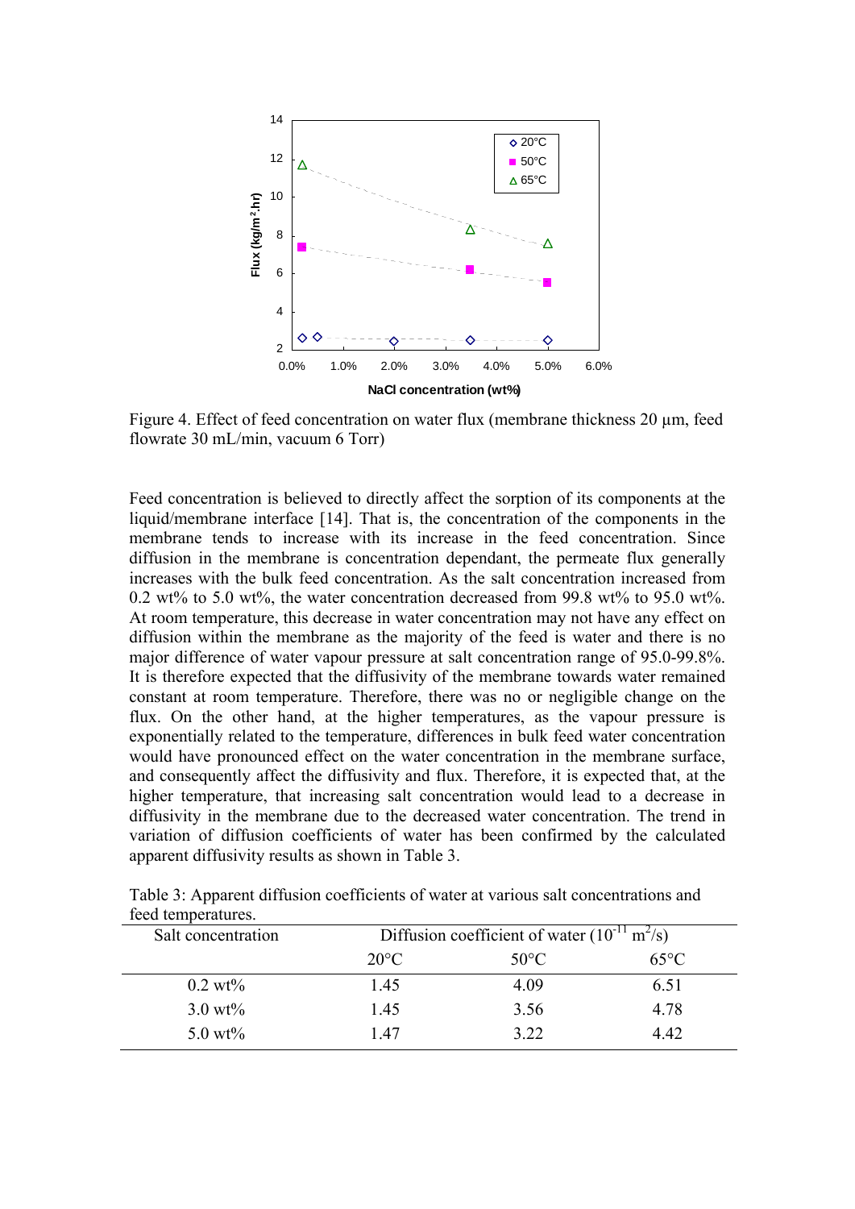Figure 4. Effect of feed concentration on water flux (membrane thickness 20 µm, feed flowrate 30 mL/min, vacuum 6 Torr)

Feed concentration is believed to directly affect the sorption of its components at the liquid/membrane interface [14]. That is, the concentration of the components in the membrane tends to increase with its increase in the feed concentration. Since diffusion in the membrane is concentration dependant, the permeate flux generally increases with the bulk feed concentration. As the salt concentration increased from 0.2 wt% to 5.0 wt%, the water concentration decreased from 99.8 wt% to 95.0 wt%. At room temperature, this decrease in water concentration may not have any effect on diffusion within the membrane as the majority of the feed is water and there is no major difference of water vapour pressure at salt concentration range of 95.0-99.8%. It is therefore expected that the diffusivity of the membrane towards water remained constant at room temperature. Therefore, there was no or negligible change on the flux. On the other hand, at the higher temperatures, as the vapour pressure is exponentially related to the temperature, differences in bulk feed water concentration would have pronounced effect on the water concentration in the membrane surface, and consequently affect the diffusivity and flux. Therefore, it is expected that, at the higher temperature, that increasing salt concentration would lead to a decrease in diffusivity in the membrane due to the decreased water concentration. The trend in variation of diffusion coefficients of water has been confirmed by the calculated apparent diffusivity results as shown in Table 3.

Table 3: Apparent diffusion coefficients of water at various salt concentrations and feed temperatures.

| Salt concentration | Diffusion coefficient of water ($10^{-11}$ $m^2/s$) | | |
|---|---|---|---|
| | 20°C | 50°C | 65°C |
| 0.2 wt% | 1.45 | 4.09 | 6.51 |
| 3.0 wt% | 1.45 | 3.56 | 4.78 |
| 5.0 wt% | 1.47 | 3.22 | 4.42 |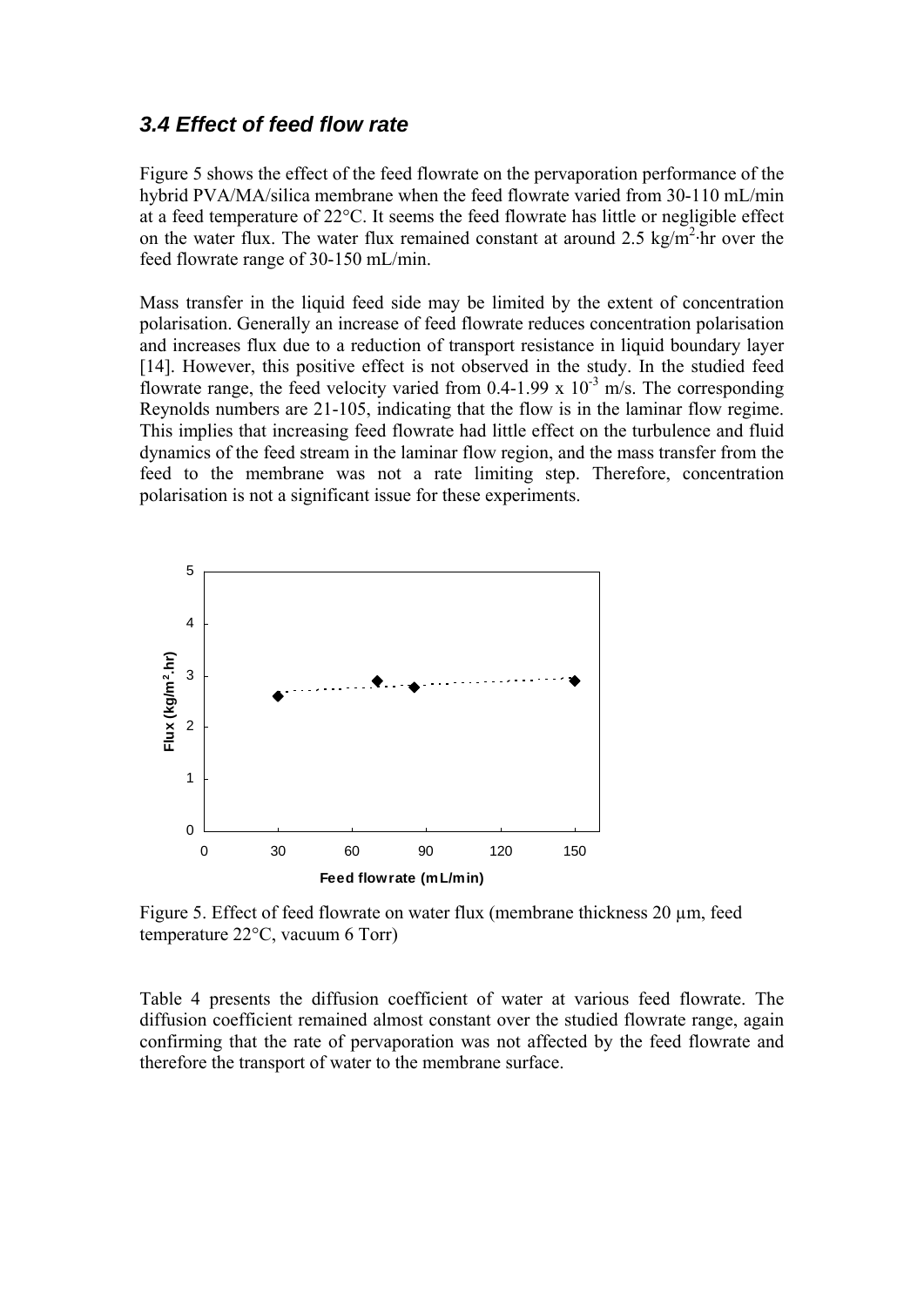### *3.4 Effect of feed flow rate*

Figure 5 shows the effect of the feed flowrate on the pervaporation performance of the hybrid PVA/MA/silica membrane when the feed flowrate varied from 30-110 mL/min at a feed temperature of 22°C. It seems the feed flowrate has little or negligible effect on the water flux. The water flux remained constant at around 2.5 $kg/m^2 \cdot hr$ over the feed flowrate range of 30-150 mL/min.

Mass transfer in the liquid feed side may be limited by the extent of concentration polarisation. Generally an increase of feed flowrate reduces concentration polarisation and increases flux due to a reduction of transport resistance in liquid boundary layer [14]. However, this positive effect is not observed in the study. In the studied feed flowrate range, the feed velocity varied from 0.4-1.99 x $10^{-3}$ m/s. The corresponding Reynolds numbers are 21-105, indicating that the flow is in the laminar flow regime. This implies that increasing feed flowrate had little effect on the turbulence and fluid dynamics of the feed stream in the laminar flow region, and the mass transfer from the feed to the membrane was not a rate limiting step. Therefore, concentration polarisation is not a significant issue for these experiments.

Figure 5. Effect of feed flowrate on water flux (membrane thickness 20 μm, feed temperature 22°C, vacuum 6 Torr)

Table 4 presents the diffusion coefficient of water at various feed flowrate. The diffusion coefficient remained almost constant over the studied flowrate range, again confirming that the rate of pervaporation was not affected by the feed flowrate and therefore the transport of water to the membrane surface.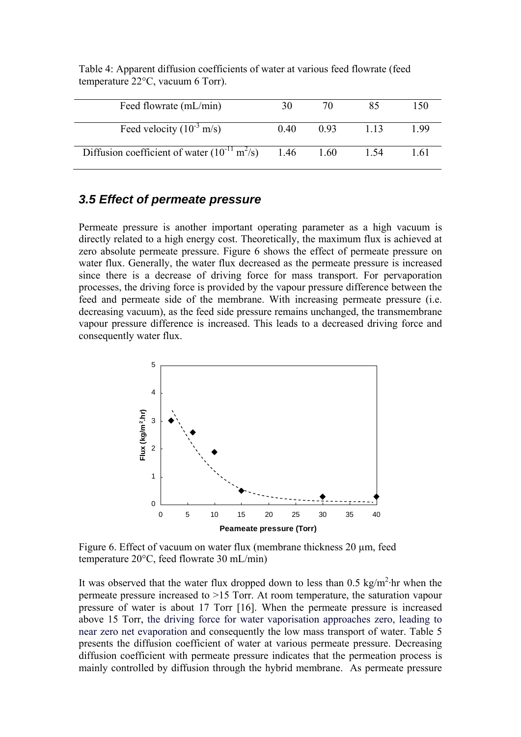Table 4: Apparent diffusion coefficients of water at various feed flowrate (feed temperature 22°C, vacuum 6 Torr).

| Feed flowrate (mL/min) | 30 | 70 | 85 | 150 |
|---|---|---|---|---|
| Feed velocity ($10^{-3}$ m/s) | 0.40 | 0.93 | 1.13 | 1.99 |
| Diffusion coefficient of water ($10^{-11}$ $m^2$/s) | 1.46 | 1.60 | 1.54 | 1.61 |

### *3.5 Effect of permeate pressure*

Permeate pressure is another important operating parameter as a high vacuum is directly related to a high energy cost. Theoretically, the maximum flux is achieved at zero absolute permeate pressure. Figure 6 shows the effect of permeate pressure on water flux. Generally, the water flux decreased as the permeate pressure is increased since there is a decrease of driving force for mass transport. For pervaporation processes, the driving force is provided by the vapour pressure difference between the feed and permeate side of the membrane. With increasing permeate pressure (i.e. decreasing vacuum), as the feed side pressure remains unchanged, the transmembrane vapour pressure difference is increased. This leads to a decreased driving force and consequently water flux.

Figure 6. Effect of vacuum on water flux (membrane thickness 20 μm, feed temperature 20°C, feed flowrate 30 mL/min)

It was observed that the water flux dropped down to less than 0.5 kg/$m^2$·hr when the permeate pressure increased to >15 Torr. At room temperature, the saturation vapour pressure of water is about 17 Torr [16]. When the permeate pressure is increased above 15 Torr, the driving force for water vaporisation approaches zero, leading to near zero net evaporation and consequently the low mass transport of water. Table 5 presents the diffusion coefficient of water at various permeate pressure. Decreasing diffusion coefficient with permeate pressure indicates that the permeation process is mainly controlled by diffusion through the hybrid membrane. As permeate pressure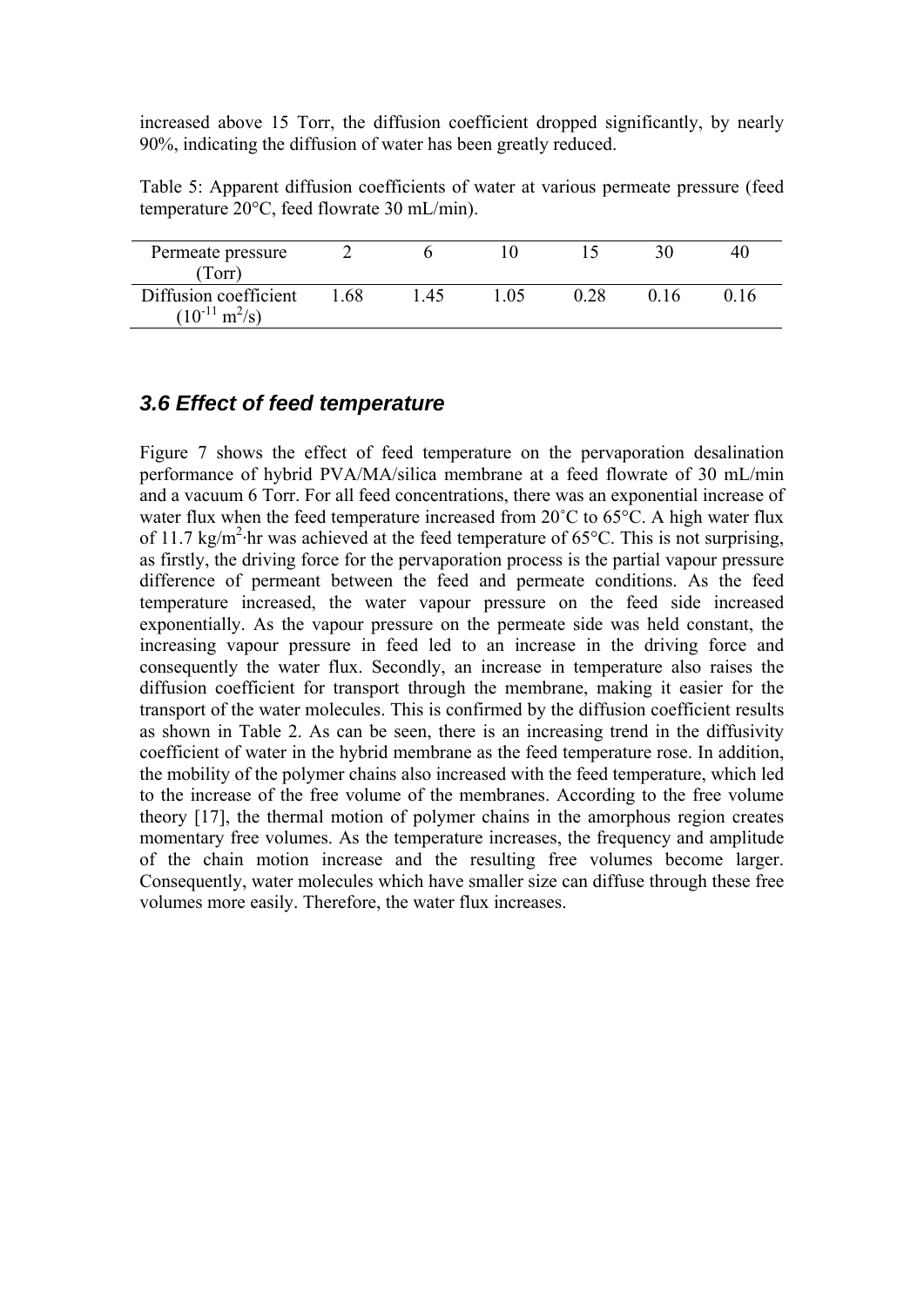increased above 15 Torr, the diffusion coefficient dropped significantly, by nearly 90%, indicating the diffusion of water has been greatly reduced.

Table 5: Apparent diffusion coefficients of water at various permeate pressure (feed temperature 20°C, feed flowrate 30 mL/min).

| Permeate pressure (Torr) | 2 | 6 | 10 | 15 | 30 | 40 |
|---|---|---|---|---|---|---|
| Diffusion coefficient ($10^{-11}$ $m^2/s$) | 1.68 | 1.45 | 1.05 | 0.28 | 0.16 | 0.16 |

### 3.6 Effect of feed temperature

Figure 7 shows the effect of feed temperature on the pervaporation desalination performance of hybrid PVA/MA/silica membrane at a feed flowrate of 30 mL/min and a vacuum 6 Torr. For all feed concentrations, there was an exponential increase of water flux when the feed temperature increased from 20˚C to 65°C. A high water flux of 11.7 $kg/m^2 \cdot hr$ was achieved at the feed temperature of 65°C. This is not surprising, as firstly, the driving force for the pervaporation process is the partial vapour pressure difference of permeant between the feed and permeate conditions. As the feed temperature increased, the water vapour pressure on the feed side increased exponentially. As the vapour pressure on the permeate side was held constant, the increasing vapour pressure in feed led to an increase in the driving force and consequently the water flux. Secondly, an increase in temperature also raises the diffusion coefficient for transport through the membrane, making it easier for the transport of the water molecules. This is confirmed by the diffusion coefficient results as shown in Table 2. As can be seen, there is an increasing trend in the diffusivity coefficient of water in the hybrid membrane as the feed temperature rose. In addition, the mobility of the polymer chains also increased with the feed temperature, which led to the increase of the free volume of the membranes. According to the free volume theory [17], the thermal motion of polymer chains in the amorphous region creates momentary free volumes. As the temperature increases, the frequency and amplitude of the chain motion increase and the resulting free volumes become larger. Consequently, water molecules which have smaller size can diffuse through these free volumes more easily. Therefore, the water flux increases.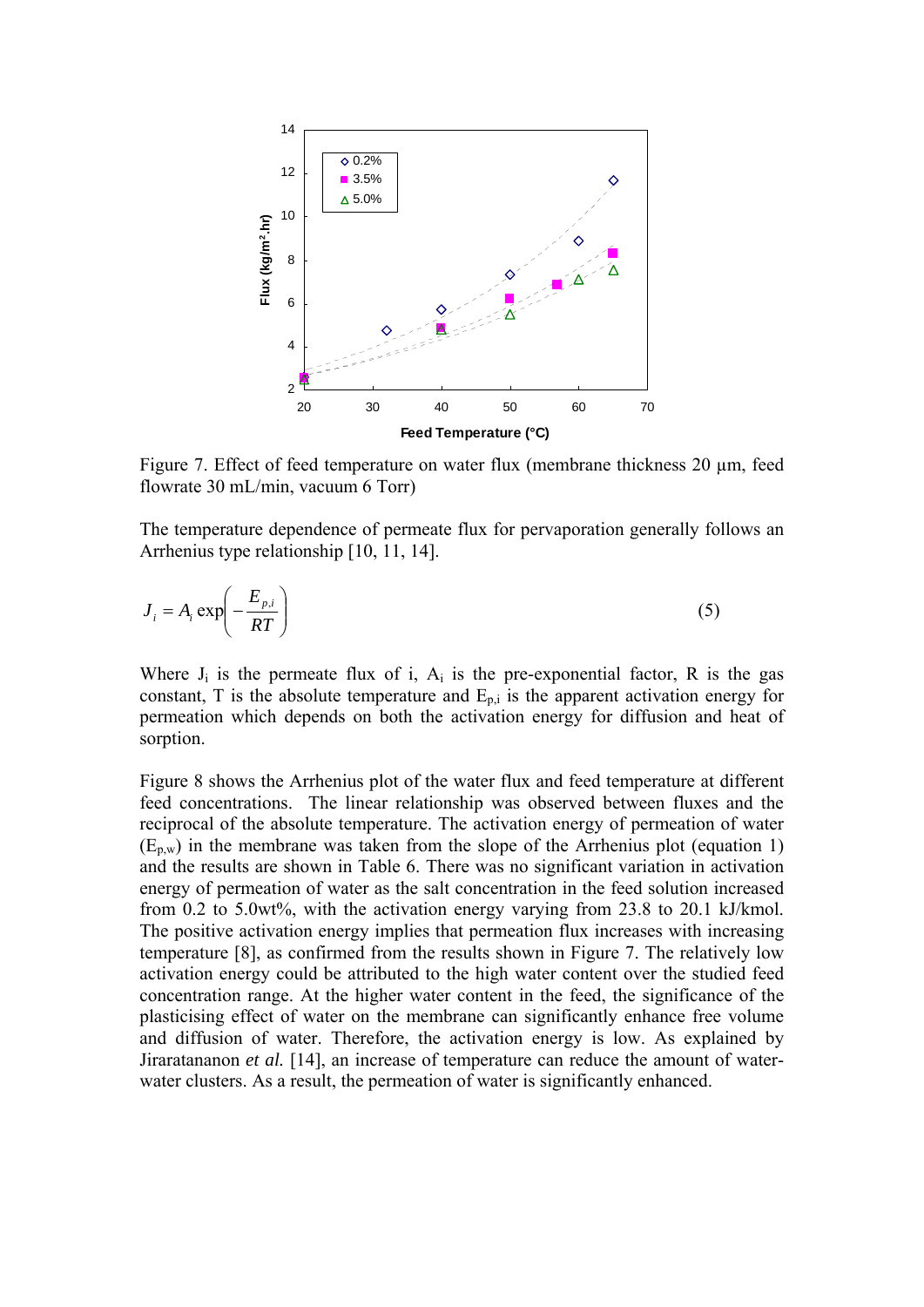Figure 7. Effect of feed temperature on water flux (membrane thickness 20 µm, feed flowrate 30 mL/min, vacuum 6 Torr)

The temperature dependence of permeate flux for pervaporation generally follows an Arrhenius type relationship [10, 11, 14].

$$J_i = A_i \exp\left(-\frac{E_{p,i}}{RT}\right) \tag{5}$$

Where $J_i$ is the permeate flux of i, $A_i$ is the pre-exponential factor, R is the gas constant, T is the absolute temperature and $E_{p,i}$ is the apparent activation energy for permeation which depends on both the activation energy for diffusion and heat of sorption.

Figure 8 shows the Arrhenius plot of the water flux and feed temperature at different feed concentrations. The linear relationship was observed between fluxes and the reciprocal of the absolute temperature. The activation energy of permeation of water ($E_{p,w}$) in the membrane was taken from the slope of the Arrhenius plot (equation 1) and the results are shown in Table 6. There was no significant variation in activation energy of permeation of water as the salt concentration in the feed solution increased from 0.2 to 5.0wt%, with the activation energy varying from 23.8 to 20.1 kJ/kmol. The positive activation energy implies that permeation flux increases with increasing temperature [8], as confirmed from the results shown in Figure 7. The relatively low activation energy could be attributed to the high water content over the studied feed concentration range. At the higher water content in the feed, the significance of the plasticising effect of water on the membrane can significantly enhance free volume and diffusion of water. Therefore, the activation energy is low. As explained by Jiraratananon *et al.* [14], an increase of temperature can reduce the amount of water-water clusters. As a result, the permeation of water is significantly enhanced.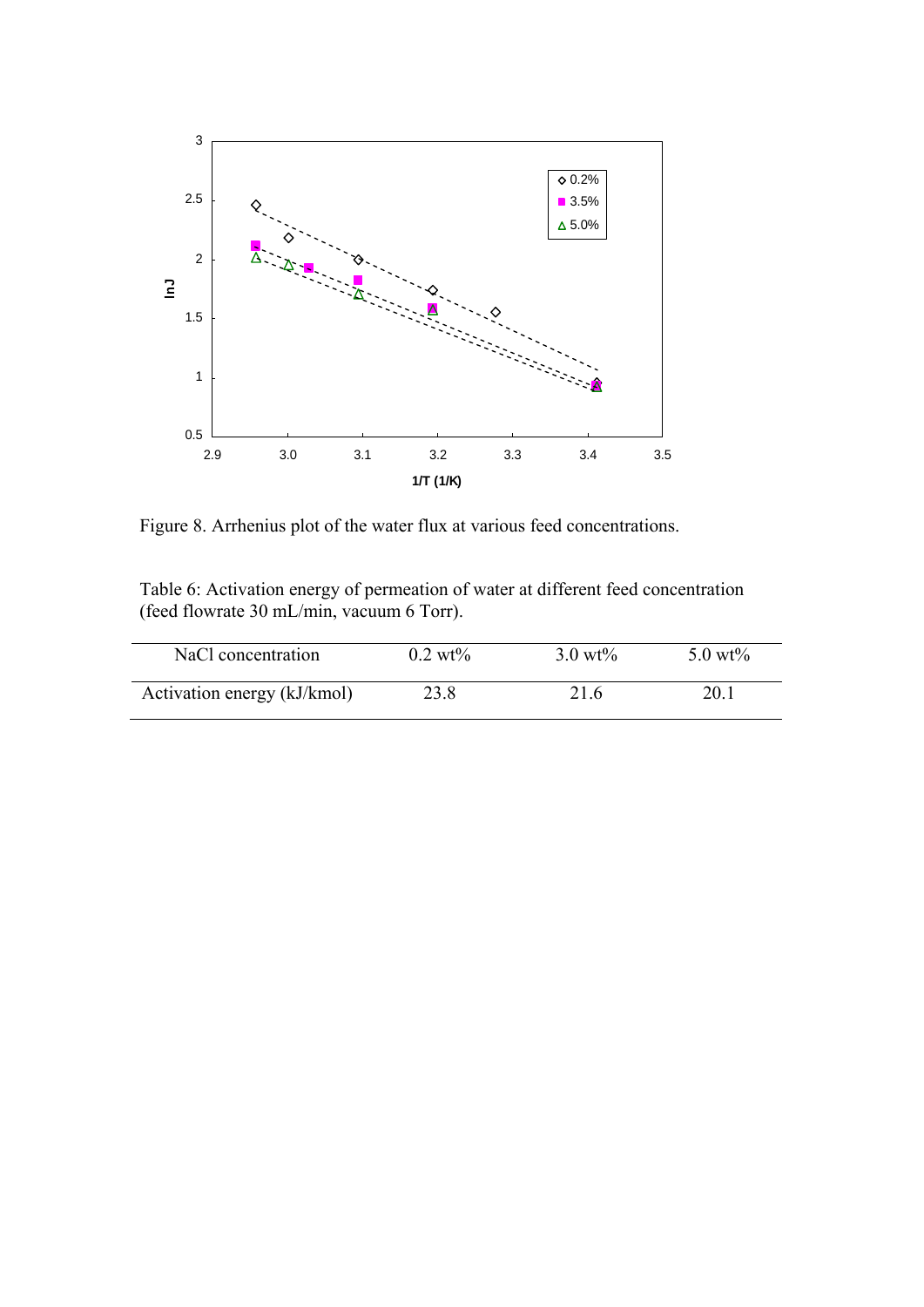Figure 8. Arrhenius plot of the water flux at various feed concentrations.

Table 6: Activation energy of permeation of water at different feed concentration (feed flowrate 30 mL/min, vacuum 6 Torr).

| NaCl concentration | 0.2 wt% | 3.0 wt% | 5.0 wt% |
|---|---|---|---|
| Activation energy (kJ/kmol) | 23.8 | 21.6 | 20.1 |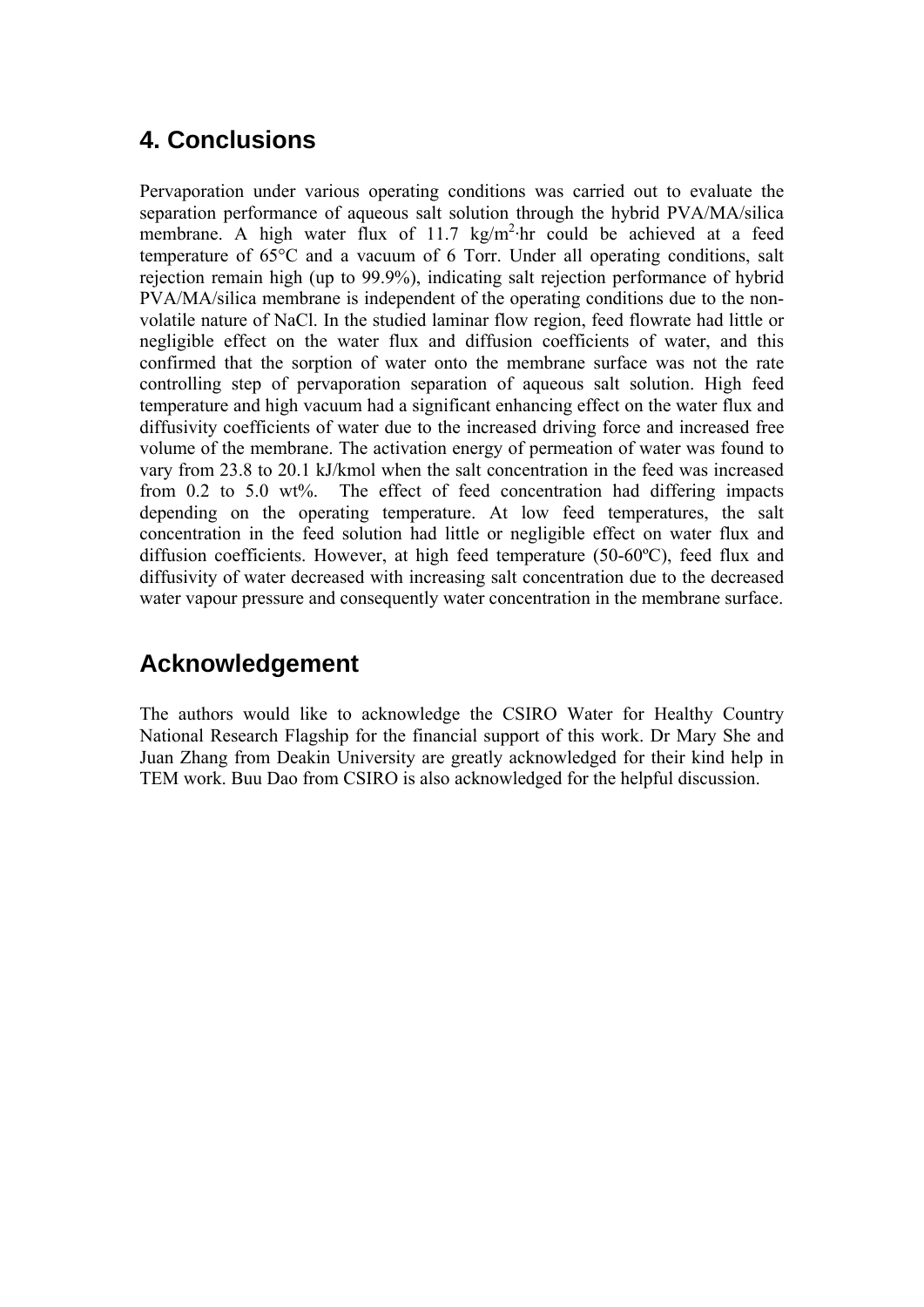## 4. Conclusions

Pervaporation under various operating conditions was carried out to evaluate the separation performance of aqueous salt solution through the hybrid PVA/MA/silica membrane. A high water flux of 11.7 kg/m$^2$·hr could be achieved at a feed temperature of 65°C and a vacuum of 6 Torr. Under all operating conditions, salt rejection remain high (up to 99.9%), indicating salt rejection performance of hybrid PVA/MA/silica membrane is independent of the operating conditions due to the non-volatile nature of NaCl. In the studied laminar flow region, feed flowrate had little or negligible effect on the water flux and diffusion coefficients of water, and this confirmed that the sorption of water onto the membrane surface was not the rate controlling step of pervaporation separation of aqueous salt solution. High feed temperature and high vacuum had a significant enhancing effect on the water flux and diffusivity coefficients of water due to the increased driving force and increased free volume of the membrane. The activation energy of permeation of water was found to vary from 23.8 to 20.1 kJ/kmol when the salt concentration in the feed was increased from 0.2 to 5.0 wt%. The effect of feed concentration had differing impacts depending on the operating temperature. At low feed temperatures, the salt concentration in the feed solution had little or negligible effect on water flux and diffusion coefficients. However, at high feed temperature (50-60ºC), feed flux and diffusivity of water decreased with increasing salt concentration due to the decreased water vapour pressure and consequently water concentration in the membrane surface.

## Acknowledgement

The authors would like to acknowledge the CSIRO Water for Healthy Country National Research Flagship for the financial support of this work. Dr Mary She and Juan Zhang from Deakin University are greatly acknowledged for their kind help in TEM work. Buu Dao from CSIRO is also acknowledged for the helpful discussion.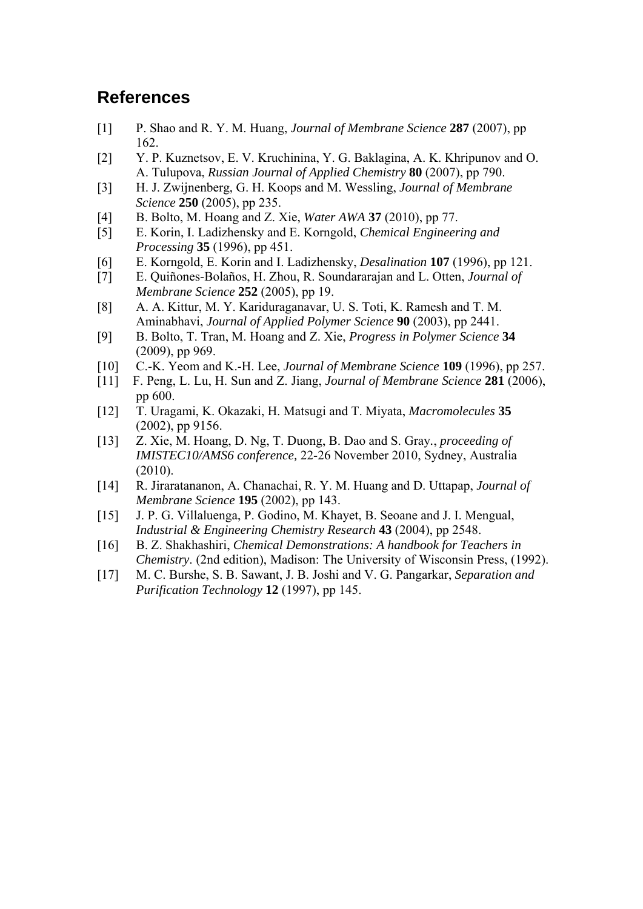## References

[1] P. Shao and R. Y. M. Huang, *Journal of Membrane Science* **287** (2007), pp 162.

[2] Y. P. Kuznetsov, E. V. Kruchinina, Y. G. Baklagina, A. K. Khripunov and O. A. Tulupova, *Russian Journal of Applied Chemistry* **80** (2007), pp 790.

[3] H. J. Zwijnenberg, G. H. Koops and M. Wessling, *Journal of Membrane Science* **250** (2005), pp 235.

[4] B. Bolto, M. Hoang and Z. Xie, *Water AWA* **37** (2010), pp 77.

[5] E. Korin, I. Ladizhensky and E. Korngold, *Chemical Engineering and Processing* **35** (1996), pp 451.

[6] E. Korngold, E. Korin and I. Ladizhensky, *Desalination* **107** (1996), pp 121.

[7] E. Quiñones-Bolaños, H. Zhou, R. Soundararajan and L. Otten, *Journal of Membrane Science* **252** (2005), pp 19.

[8] A. A. Kittur, M. Y. Kariduraganavar, U. S. Toti, K. Ramesh and T. M. Aminabhavi, *Journal of Applied Polymer Science* **90** (2003), pp 2441.

[9] B. Bolto, T. Tran, M. Hoang and Z. Xie, *Progress in Polymer Science* **34** (2009), pp 969.

[10] C.-K. Yeom and K.-H. Lee, *Journal of Membrane Science* **109** (1996), pp 257.

[11] F. Peng, L. Lu, H. Sun and Z. Jiang, *Journal of Membrane Science* **281** (2006), pp 600.

[12] T. Uragami, K. Okazaki, H. Matsugi and T. Miyata, *Macromolecules* **35** (2002), pp 9156.

[13] Z. Xie, M. Hoang, D. Ng, T. Duong, B. Dao and S. Gray., *proceeding of IMISTEC10/AMS6 conference,* 22-26 November 2010, Sydney, Australia (2010).

[14] R. Jiraratananon, A. Chanachai, R. Y. M. Huang and D. Uttapap, *Journal of Membrane Science* **195** (2002), pp 143.

[15] J. P. G. Villaluenga, P. Godino, M. Khayet, B. Seoane and J. I. Mengual, *Industrial & Engineering Chemistry Research* **43** (2004), pp 2548.

[16] B. Z. Shakhashiri, *Chemical Demonstrations: A handbook for Teachers in Chemistry*. (2nd edition), Madison: The University of Wisconsin Press, (1992).

[17] M. C. Burshe, S. B. Sawant, J. B. Joshi and V. G. Pangarkar, *Separation and Purification Technology* **12** (1997), pp 145.